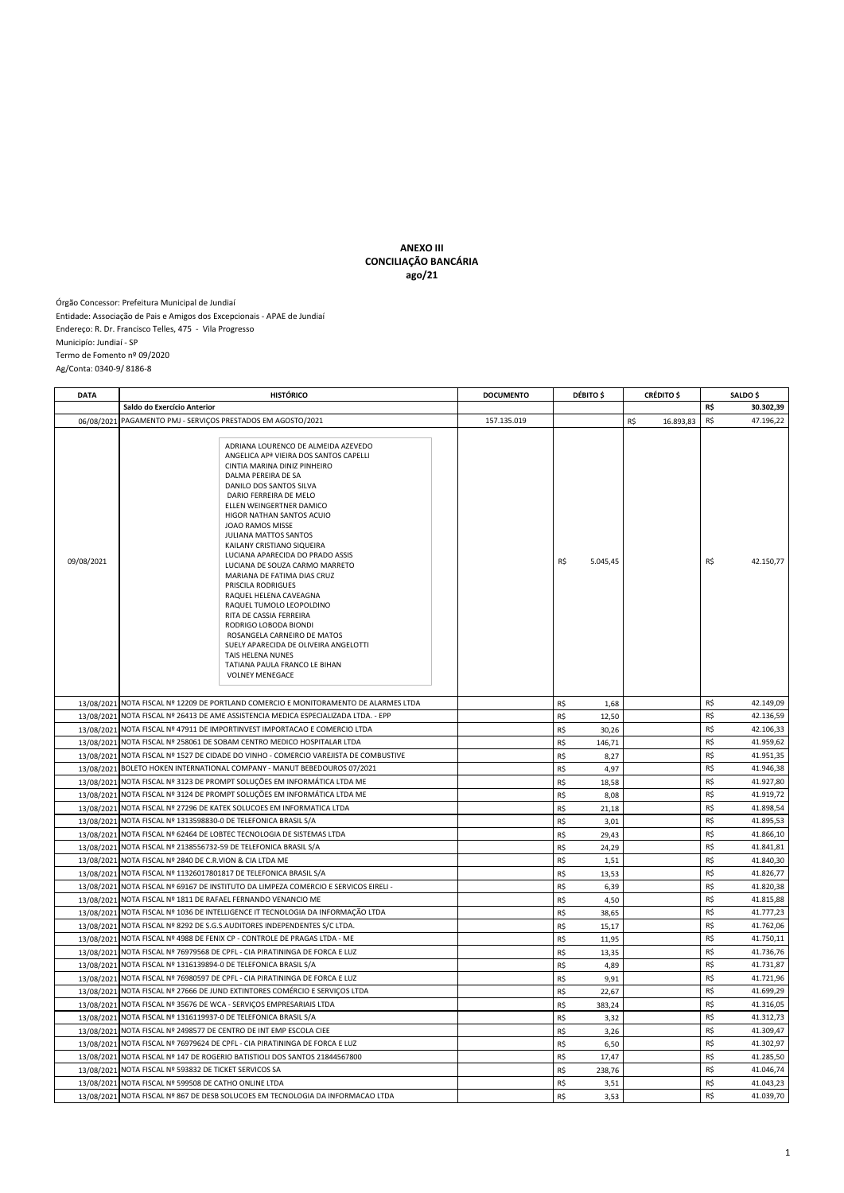**ANEXO III**
**CONCILIAÇÃO BANCÁRIA**
**ago/21**

Órgão Concessor: Prefeitura Municipal de Jundiaí
Entidade: Associação de Pais e Amigos dos Excepcionais - APAE de Jundiaí
Endereço: R. Dr. Francisco Telles, 475 - Vila Progresso
Município: Jundiaí - SP
Termo de Fomento nº 09/2020
Ag/Conta: 0340-9/ 8186-8

| DATA | HISTÓRICO | DOCUMENTO | DÉBITO $ | CRÉDITO $ | SALDO $ |
|---|---|---|---|---|---|
| | **Saldo do Exercício Anterior** | | | | **R$ 30.302,39** |
| 06/08/2021 | PAGAMENTO PMJ - SERVIÇOS PRESTADOS EM AGOSTO/2021 | 157.135.019 | | R$ 16.893,83 | R$ 47.196,22 |
| 09/08/2021 | ADRIANA LOURENCO DE ALMEIDA AZEVEDO<br>ANGELICA APª VIEIRA DOS SANTOS CAPELLI<br>CINTIA MARINA DINIZ PINHEIRO<br>DALMA PEREIRA DE SA<br>DANILO DOS SANTOS SILVA<br>DARIO FERREIRA DE MELO<br>ELLEN WEINGERTNER DAMICO<br>HIGOR NATHAN SANTOS ACUIO<br>JOAO RAMOS MISSE<br>JULIANA MATTOS SANTOS<br>KAILANY CRISTIANO SIQUEIRA<br>LUCIANA APARECIDA DO PRADO ASSIS<br>LUCIANA DE SOUZA CARMO MARRETO<br>MARIANA DE FATIMA DIAS CRUZ<br>PRISCILA RODRIGUES<br>RAQUEL HELENA CAVEAGNA<br>RAQUEL TUMOLO LEOPOLDINO<br>RITA DE CASSIA FERREIRA<br>RODRIGO LOBODA BIONDI<br>ROSANGELA CARNEIRO DE MATOS<br>SUELY APARECIDA DE OLIVEIRA ANGELOTTI<br>TAIS HELENA NUNES<br>TATIANA PAULA FRANCO LE BIHAN<br>VOLNEY MENEGACE | | R$ 5.045,45 | | R$ 42.150,77 |
| 13/08/2021 | NOTA FISCAL Nº 12209 DE PORTLAND COMERCIO E MONITORAMENTO DE ALARMES LTDA | | R$ 1,68 | | R$ 42.149,09 |
| 13/08/2021 | NOTA FISCAL Nº 26413 DE AME ASSISTENCIA MEDICA ESPECIALIZADA LTDA. - EPP | | R$ 12,50 | | R$ 42.136,59 |
| 13/08/2021 | NOTA FISCAL Nº 47911 DE IMPORTINVEST IMPORTACAO E COMERCIO LTDA | | R$ 30,26 | | R$ 42.106,33 |
| 13/08/2021 | NOTA FISCAL Nº 258061 DE SOBAM CENTRO MEDICO HOSPITALAR LTDA | | R$ 146,71 | | R$ 41.959,62 |
| 13/08/2021 | NOTA FISCAL Nº 1527 DE CIDADE DO VINHO - COMERCIO VAREJISTA DE COMBUSTIVE | | R$ 8,27 | | R$ 41.951,35 |
| 13/08/2021 | BOLETO HOKEN INTERNATIONAL COMPANY - MANUT BEBEDOUROS 07/2021 | | R$ 4,97 | | R$ 41.946,38 |
| 13/08/2021 | NOTA FISCAL Nº 3123 DE PROMPT SOLUÇÕES EM INFORMÁTICA LTDA ME | | R$ 18,58 | | R$ 41.927,80 |
| 13/08/2021 | NOTA FISCAL Nº 3124 DE PROMPT SOLUÇÕES EM INFORMÁTICA LTDA ME | | R$ 8,08 | | R$ 41.919,72 |
| 13/08/2021 | NOTA FISCAL Nº 27296 DE KATEK SOLUCOES EM INFORMATICA LTDA | | R$ 21,18 | | R$ 41.898,54 |
| 13/08/2021 | NOTA FISCAL Nº 1313598830-0 DE TELEFONICA BRASIL S/A | | R$ 3,01 | | R$ 41.895,53 |
| 13/08/2021 | NOTA FISCAL Nº 62464 DE LOBTEC TECNOLOGIA DE SISTEMAS LTDA | | R$ 29,43 | | R$ 41.866,10 |
| 13/08/2021 | NOTA FISCAL Nº 2138556732-59 DE TELEFONICA BRASIL S/A | | R$ 24,29 | | R$ 41.841,81 |
| 13/08/2021 | NOTA FISCAL Nº 2840 DE C.R.VION & CIA LTDA ME | | R$ 1,51 | | R$ 41.840,30 |
| 13/08/2021 | NOTA FISCAL Nº 11326017801817 DE TELEFONICA BRASIL S/A | | R$ 13,53 | | R$ 41.826,77 |
| 13/08/2021 | NOTA FISCAL Nº 69167 DE INSTITUTO DA LIMPEZA COMERCIO E SERVICOS EIRELI - | | R$ 6,39 | | R$ 41.820,38 |
| 13/08/2021 | NOTA FISCAL Nº 1811 DE RAFAEL FERNANDO VENANCIO ME | | R$ 4,50 | | R$ 41.815,88 |
| 13/08/2021 | NOTA FISCAL Nº 1036 DE INTELLIGENCE IT TECNOLOGIA DA INFORMAÇÃO LTDA | | R$ 38,65 | | R$ 41.777,23 |
| 13/08/2021 | NOTA FISCAL Nº 8292 DE S.G.S.AUDITORES INDEPENDENTES S/C LTDA. | | R$ 15,17 | | R$ 41.762,06 |
| 13/08/2021 | NOTA FISCAL Nº 4988 DE FENIX CP - CONTROLE DE PRAGAS LTDA - ME | | R$ 11,95 | | R$ 41.750,11 |
| 13/08/2021 | NOTA FISCAL Nº 76979568 DE CPFL - CIA PIRATININGA DE FORCA E LUZ | | R$ 13,35 | | R$ 41.736,76 |
| 13/08/2021 | NOTA FISCAL Nº 1316139894-0 DE TELEFONICA BRASIL S/A | | R$ 4,89 | | R$ 41.731,87 |
| 13/08/2021 | NOTA FISCAL Nº 76980597 DE CPFL - CIA PIRATININGA DE FORCA E LUZ | | R$ 9,91 | | R$ 41.721,96 |
| 13/08/2021 | NOTA FISCAL Nº 27666 DE JUND EXTINTORES COMÉRCIO E SERVIÇOS LTDA | | R$ 22,67 | | R$ 41.699,29 |
| 13/08/2021 | NOTA FISCAL Nº 35676 DE WCA - SERVIÇOS EMPRESARIAIS LTDA | | R$ 383,24 | | R$ 41.316,05 |
| 13/08/2021 | NOTA FISCAL Nº 1316119937-0 DE TELEFONICA BRASIL S/A | | R$ 3,32 | | R$ 41.312,73 |
| 13/08/2021 | NOTA FISCAL Nº 2498577 DE CENTRO DE INT EMP ESCOLA CIEE | | R$ 3,26 | | R$ 41.309,47 |
| 13/08/2021 | NOTA FISCAL Nº 76979624 DE CPFL - CIA PIRATININGA DE FORCA E LUZ | | R$ 6,50 | | R$ 41.302,97 |
| 13/08/2021 | NOTA FISCAL Nº 147 DE ROGERIO BATISTIOLI DOS SANTOS 21844567800 | | R$ 17,47 | | R$ 41.285,50 |
| 13/08/2021 | NOTA FISCAL Nº 593832 DE TICKET SERVICOS SA | | R$ 238,76 | | R$ 41.046,74 |
| 13/08/2021 | NOTA FISCAL Nº 599508 DE CATHO ONLINE LTDA | | R$ 3,51 | | R$ 41.043,23 |
| 13/08/2021 | NOTA FISCAL Nº 867 DE DESB SOLUCOES EM TECNOLOGIA DA INFORMACAO LTDA | | R$ 3,53 | | R$ 41.039,70 |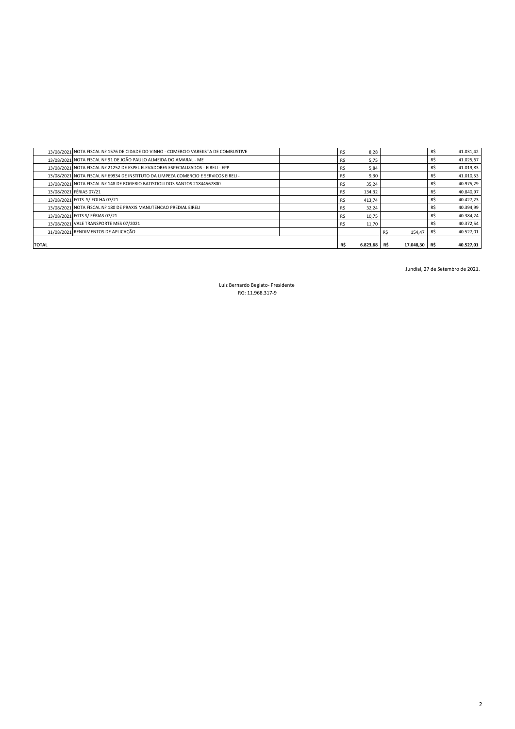| | | | | | | | | |
|---|---|---|---|---|---|---|---|---|
| 13/08/2021 | NOTA FISCAL Nº 1576 DE CIDADE DO VINHO - COMERCIO VAREJISTA DE COMBUSTIVE | | R$ | 8,28 | | | R$ | 41.031,42 |
| 13/08/2021 | NOTA FISCAL Nº 91 DE JOÃO PAULO ALMEIDA DO AMARAL - ME | | R$ | 5,75 | | | R$ | 41.025,67 |
| 13/08/2021 | NOTA FISCAL Nº 21252 DE ESPEL ELEVADORES ESPECIALIZADOS - EIRELI - EPP | | R$ | 5,84 | | | R$ | 41.019,83 |
| 13/08/2021 | NOTA FISCAL Nº 69934 DE INSTITUTO DA LIMPEZA COMERCIO E SERVICOS EIRELI - | | R$ | 9,30 | | | R$ | 41.010,53 |
| 13/08/2021 | NOTA FISCAL Nº 148 DE ROGERIO BATISTIOLI DOS SANTOS 21844567800 | | R$ | 35,24 | | | R$ | 40.975,29 |
| 13/08/2021 | FÉRIAS 07/21 | | R$ | 134,32 | | | R$ | 40.840,97 |
| 13/08/2021 | FGTS S/ FOLHA 07/21 | | R$ | 413,74 | | | R$ | 40.427,23 |
| 13/08/2021 | NOTA FISCAL Nº 180 DE PRAXIS MANUTENCAO PREDIAL EIRELI | | R$ | 32,24 | | | R$ | 40.394,99 |
| 13/08/2021 | FGTS S/ FÉRIAS 07/21 | | R$ | 10,75 | | | R$ | 40.384,24 |
| 13/08/2021 | VALE TRANSPORTE MES 07/2021 | | R$ | 11,70 | | | R$ | 40.372,54 |
| 31/08/2021 | RENDIMENTOS DE APLICAÇÃO | | | | R$ | 154,47 | R$ | 40.527,01 |
| **TOTAL** | | | **R$** | **6.823,68** | **R$** | **17.048,30** | **R$** | **40.527,01** |

Jundiaí, 27 de Setembro de 2021.

Luiz Bernardo Begiato- Presidente
RG: 11.968.317-9